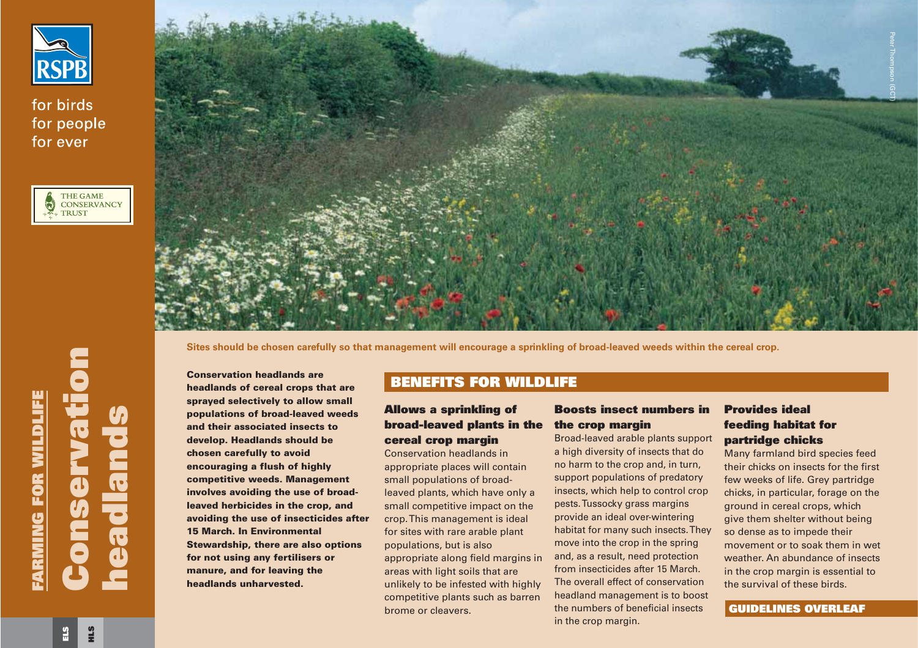RSPB

for birds
for people
for ever

THE GAME CONSERVANCY TRUST

FARMING FOR WILDLIFE

# Conservation headlands

Peter Thompson (GCT)

Sites should be chosen carefully so that management will encourage a sprinkling of broad-leaved weeds within the cereal crop.

**Conservation headlands are headlands of cereal crops that are sprayed selectively to allow small populations of broad-leaved weeds and their associated insects to develop. Headlands should be chosen carefully to avoid encouraging a flush of highly competitive weeds. Management involves avoiding the use of broad-leaved herbicides in the crop, and avoiding the use of insecticides after 15 March. In Environmental Stewardship, there are also options for not using any fertilisers or manure, and for leaving the headlands unharvested.**

## BENEFITS FOR WILDLIFE

### Allows a sprinkling of broad-leaved plants in the cereal crop margin

Conservation headlands in appropriate places will contain small populations of broad-leaved plants, which have only a small competitive impact on the crop. This management is ideal for sites with rare arable plant populations, but is also appropriate along field margins in areas with light soils that are unlikely to be infested with highly competitive plants such as barren brome or cleavers.

### Boosts insect numbers in the crop margin

Broad-leaved arable plants support a high diversity of insects that do no harm to the crop and, in turn, support populations of predatory insects, which help to control crop pests. Tussocky grass margins provide an ideal over-wintering habitat for many such insects. They move into the crop in the spring and, as a result, need protection from insecticides after 15 March. The overall effect of conservation headland management is to boost the numbers of beneficial insects in the crop margin.

### Provides ideal feeding habitat for partridge chicks

Many farmland bird species feed their chicks on insects for the first few weeks of life. Grey partridge chicks, in particular, forage on the ground in cereal crops, which give them shelter without being so dense as to impede their movement or to soak them in wet weather. An abundance of insects in the crop margin is essential to the survival of these birds.

**GUIDELINES OVERLEAF**

ELS HLS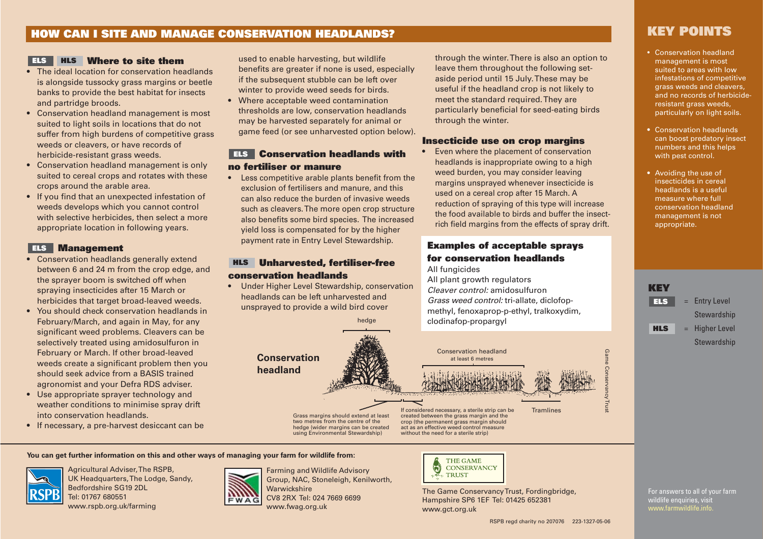## HOW CAN I SITE AND MANAGE CONSERVATION HEADLANDS?

### ELS HLS Where to site them

- The ideal location for conservation headlands is alongside tussocky grass margins or beetle banks to provide the best habitat for insects and partridge broods.
- Conservation headland management is most suited to light soils in locations that do not suffer from high burdens of competitive grass weeds or cleavers, or have records of herbicide-resistant grass weeds.
- Conservation headland management is only suited to cereal crops and rotates with these crops around the arable area.
- If you find that an unexpected infestation of weeds develops which you cannot control with selective herbicides, then select a more appropriate location in following years.

### ELS Management

- Conservation headlands generally extend between 6 and 24 m from the crop edge, and the sprayer boom is switched off when spraying insecticides after 15 March or herbicides that target broad-leaved weeds.
- You should check conservation headlands in February/March, and again in May, for any significant weed problems. Cleavers can be selectively treated using amidosulfuron in February or March. If other broad-leaved weeds create a significant problem then you should seek advice from a BASIS trained agronomist and your Defra RDS adviser.
- Use appropriate sprayer technology and weather conditions to minimise spray drift into conservation headlands.
- If necessary, a pre-harvest desiccant can be used to enable harvesting, but wildlife benefits are greater if none is used, especially if the subsequent stubble can be left over winter to provide weed seeds for birds.
- Where acceptable weed contamination thresholds are low, conservation headlands may be harvested separately for animal or game feed (or see unharvested option below).

### ELS Conservation headlands with no fertiliser or manure

- Less competitive arable plants benefit from the exclusion of fertilisers and manure, and this can also reduce the burden of invasive weeds such as cleavers. The more open crop structure also benefits some bird species. The increased yield loss is compensated for by the higher payment rate in Entry Level Stewardship.

### HLS Unharvested, fertiliser-free conservation headlands

- Under Higher Level Stewardship, conservation headlands can be left unharvested and unsprayed to provide a wild bird cover through the winter. There is also an option to leave them throughout the following set-aside period until 15 July. These may be useful if the headland crop is not likely to meet the standard required. They are particularly beneficial for seed-eating birds through the winter.

### Insecticide use on crop margins

- Even where the placement of conservation headlands is inappropriate owing to a high weed burden, you may consider leaving margins unsprayed whenever insecticide is used on a cereal crop after 15 March. A reduction of spraying of this type will increase the food available to birds and buffer the insect-rich field margins from the effects of spray drift.

### Examples of acceptable sprays for conservation headlands

All fungicides
All plant growth regulators
*Cleaver control:* amidosulfuron
*Grass weed control:* tri-allate, diclofop-methyl, fenoxaprop-p-ethyl, tralkoxydim, clodinafop-propargyl

**Conservation headland**

hedge

Conservation headland
at least 6 metres

Grass margins should extend at least two metres from the centre of the hedge (wider margins can be created using Environmental Stewardship)

If considered necessary, a sterile strip can be created between the grass margin and the crop (the permanent grass margin should act as an effective weed control measure without the need for a sterile strip)

Tramlines

Game Conservancy Trust

## KEY POINTS

- Conservation headland management is most suited to areas with low infestations of competitive grass weeds and cleavers, and no records of herbicide-resistant grass weeds, particularly on light soils.
- Conservation headlands can boost predatory insect numbers and this helps with pest control.
- Avoiding the use of insecticides in cereal headlands is a useful measure where full conservation headland management is not appropriate.

### KEY

ELS = Entry Level Stewardship
HLS = Higher Level Stewardship

**You can get further information on this and other ways of managing your farm for wildlife from:**

Agricultural Adviser, The RSPB, UK Headquarters, The Lodge, Sandy, Bedfordshire SG19 2DL
Tel: 01767 680551
www.rspb.org.uk/farming

Farming and Wildlife Advisory Group, NAC, Stoneleigh, Kenilworth, Warwickshire CV8 2RX Tel: 024 7669 6699
www.fwag.org.uk

THE GAME CONSERVANCY TRUST

The Game Conservancy Trust, Fordingbridge, Hampshire SP6 1EF Tel: 01425 652381
www.gct.org.uk

For answers to all of your farm wildlife enquiries, visit www.farmwildlife.info.

RSPB regd charity no 207076 223-1327-05-06